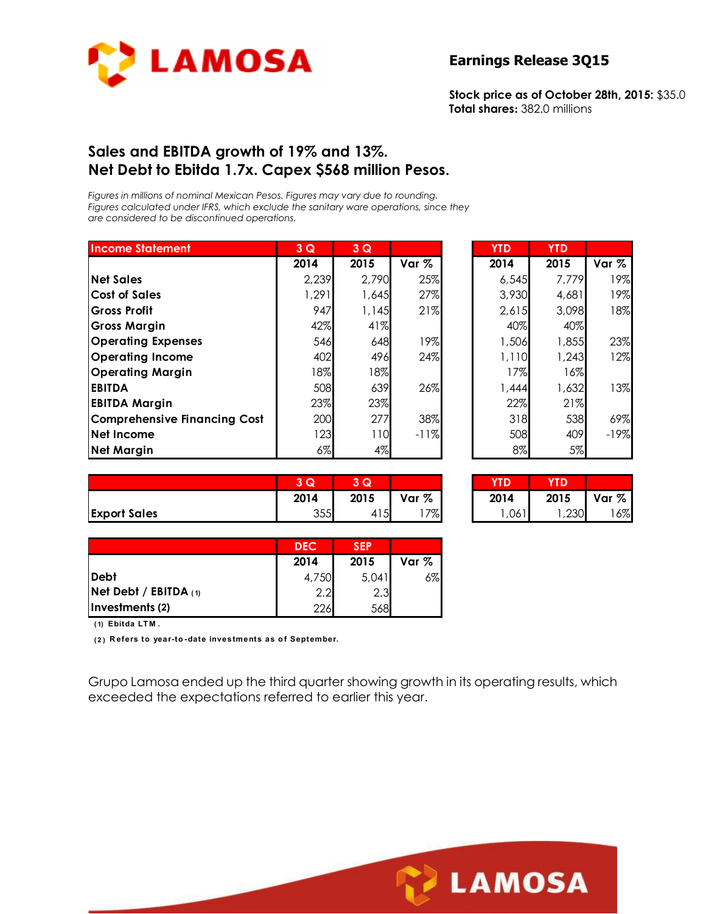# LAMOSA

## Earnings Release 3Q15

**Stock price as of October 28th, 2015:** $35.0
**Total shares:** 382.0 millions

## Sales and EBITDA growth of 19% and 13%. Net Debt to Ebitda 1.7x. Capex $568 million Pesos.

*Figures in millions of nominal Mexican Pesos. Figures may vary due to rounding. Figures calculated under IFRS, which exclude the sanitary ware operations, since they are considered to be discontinued operations.*

| Income Statement | 3 Q | 3 Q | | YTD | YTD | |
|---|---|---|---|---|---|---|
| | 2014 | 2015 | Var % | 2014 | 2015 | Var % |
| Net Sales | 2,239 | 2,790 | 25% | 6,545 | 7,779 | 19% |
| Cost of Sales | 1,291 | 1,645 | 27% | 3,930 | 4,681 | 19% |
| Gross Profit | 947 | 1,145 | 21% | 2,615 | 3,098 | 18% |
| Gross Margin | 42% | 41% | | 40% | 40% | |
| Operating Expenses | 546 | 648 | 19% | 1,506 | 1,855 | 23% |
| Operating Income | 402 | 496 | 24% | 1,110 | 1,243 | 12% |
| Operating Margin | 18% | 18% | | 17% | 16% | |
| EBITDA | 508 | 639 | 26% | 1,444 | 1,632 | 13% |
| EBITDA Margin | 23% | 23% | | 22% | 21% | |
| Comprehensive Financing Cost | 200 | 277 | 38% | 318 | 538 | 69% |
| Net Income | 123 | 110 | -11% | 508 | 409 | -19% |
| Net Margin | 6% | 4% | | 8% | 5% | |

| | 3 Q | 3 Q | | YTD | YTD | |
|---|---|---|---|---|---|---|
| | 2014 | 2015 | Var % | 2014 | 2015 | Var % |
| Export Sales | 355 | 415 | 17% | 1,061 | 1,230 | 16% |

| | DEC | SEP | |
|---|---|---|---|
| | 2014 | 2015 | Var % |
| Debt | 4,750 | 5,041 | 6% |
| Net Debt / EBITDA (1) | 2.2 | 2.3 | |
| Investments (2) | 226 | 568 | |

(1) Ebitda LTM.

(2) Refers to year-to-date investments as of September.

Grupo Lamosa ended up the third quarter showing growth in its operating results, which exceeded the expectations referred to earlier this year.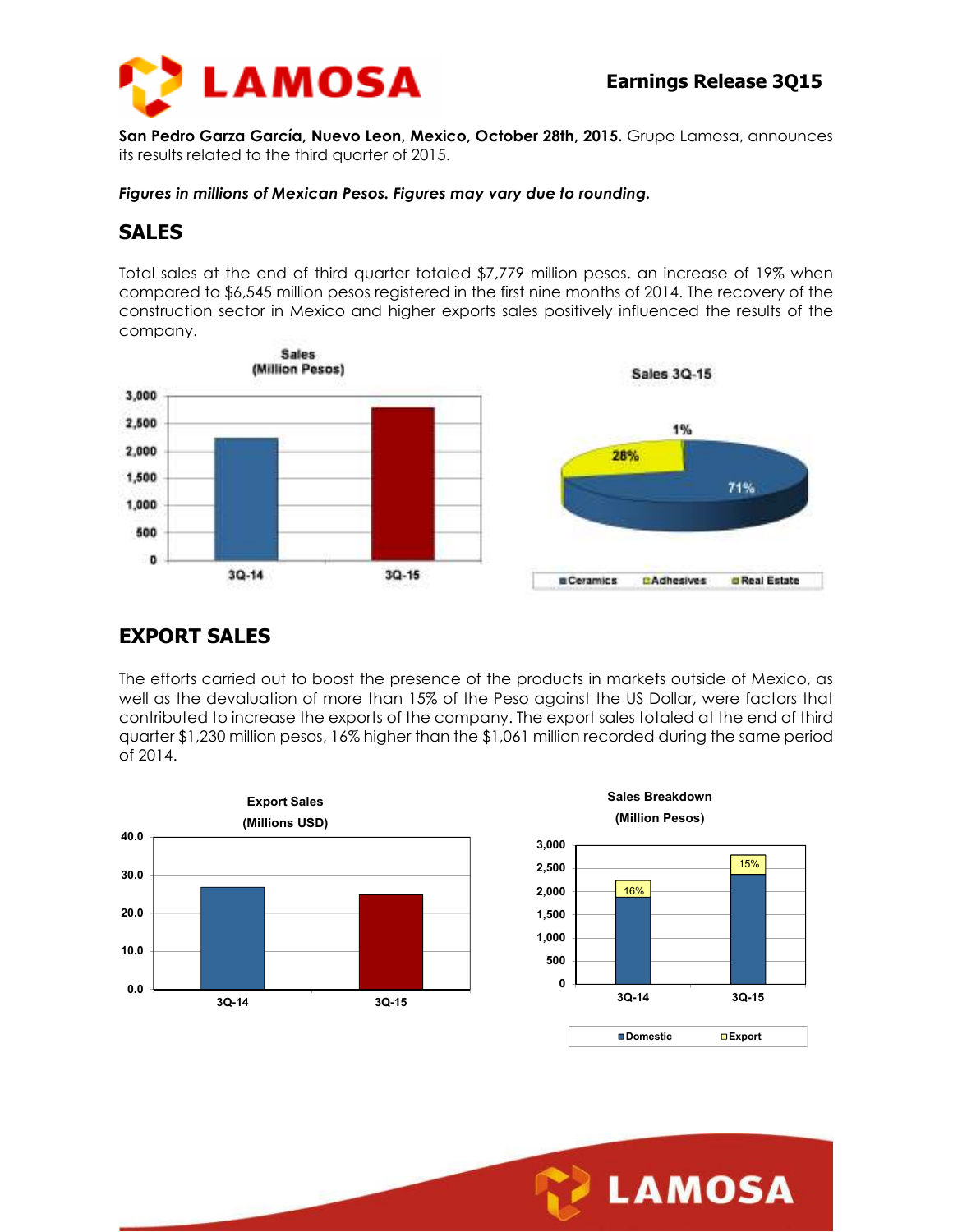**San Pedro Garza García, Nuevo Leon, Mexico, October 28th, 2015.** Grupo Lamosa, announces its results related to the third quarter of 2015.

***Figures in millions of Mexican Pesos. Figures may vary due to rounding.***

## SALES

Total sales at the end of third quarter totaled $7,779 million pesos, an increase of 19% when compared to $6,545 million pesos registered in the first nine months of 2014. The recovery of the construction sector in Mexico and higher exports sales positively influenced the results of the company.

## EXPORT SALES

The efforts carried out to boost the presence of the products in markets outside of Mexico, as well as the devaluation of more than 15% of the Peso against the US Dollar, were factors that contributed to increase the exports of the company. The export sales totaled at the end of third quarter $1,230 million pesos, 16% higher than the $1,061 million recorded during the same period of 2014.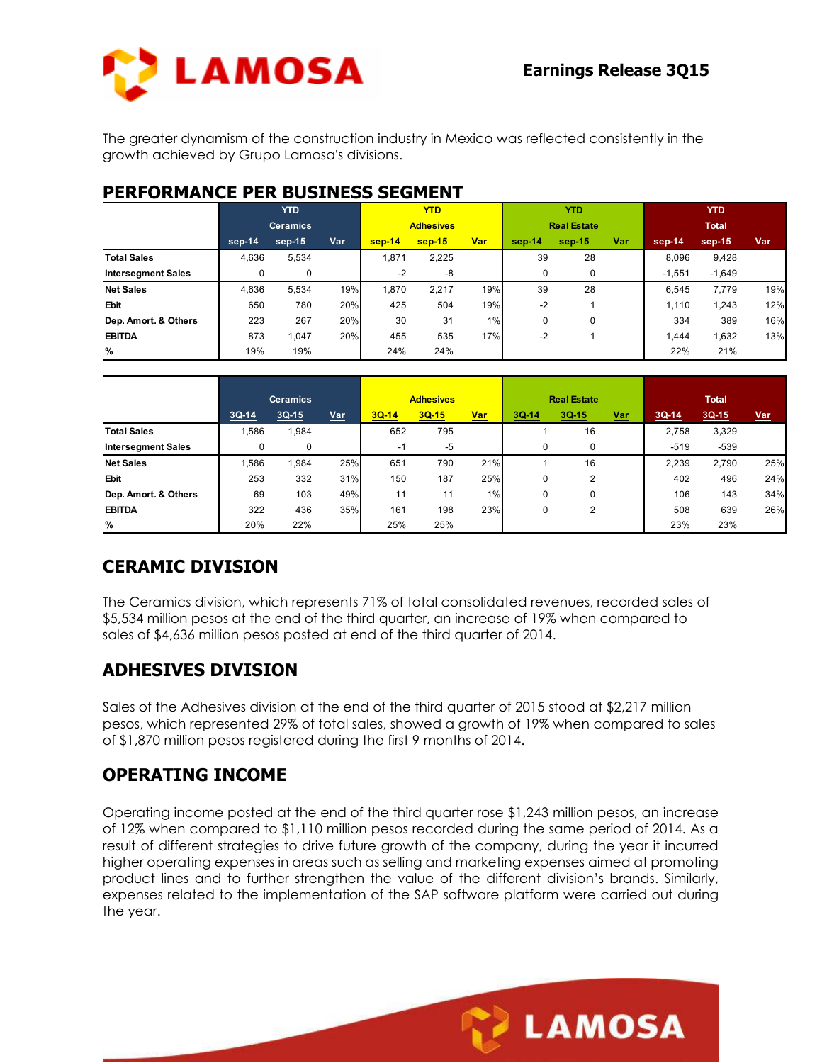The greater dynamism of the construction industry in Mexico was reflected consistently in the growth achieved by Grupo Lamosa's divisions.

## PERFORMANCE PER BUSINESS SEGMENT

| | YTD Ceramics | | | YTD Adhesives | | | YTD Real Estate | | | YTD Total | | |
|---|---|---|---|---|---|---|---|---|---|---|---|---|
| | sep-14 | sep-15 | Var | sep-14 | sep-15 | Var | sep-14 | sep-15 | Var | sep-14 | sep-15 | Var |
| **Total Sales** | 4,636 | 5,534 | | 1,871 | 2,225 | | 39 | 28 | | 8,096 | 9,428 | |
| **Intersegment Sales** | 0 | 0 | | -2 | -8 | | 0 | 0 | | -1,551 | -1,649 | |
| **Net Sales** | 4,636 | 5,534 | 19% | 1,870 | 2,217 | 19% | 39 | 28 | | 6,545 | 7,779 | 19% |
| **Ebit** | 650 | 780 | 20% | 425 | 504 | 19% | -2 | 1 | | 1,110 | 1,243 | 12% |
| **Dep. Amort. & Others** | 223 | 267 | 20% | 30 | 31 | 1% | 0 | 0 | | 334 | 389 | 16% |
| **EBITDA** | 873 | 1,047 | 20% | 455 | 535 | 17% | -2 | 1 | | 1,444 | 1,632 | 13% |
| **%** | 19% | 19% | | 24% | 24% | | | | | 22% | 21% | |

| | Ceramics | | | Adhesives | | | Real Estate | | | Total | | |
|---|---|---|---|---|---|---|---|---|---|---|---|---|
| | 3Q-14 | 3Q-15 | Var | 3Q-14 | 3Q-15 | Var | 3Q-14 | 3Q-15 | Var | 3Q-14 | 3Q-15 | Var |
| **Total Sales** | 1,586 | 1,984 | | 652 | 795 | | 1 | 16 | | 2,758 | 3,329 | |
| **Intersegment Sales** | 0 | 0 | | -1 | -5 | | 0 | 0 | | -519 | -539 | |
| **Net Sales** | 1,586 | 1,984 | 25% | 651 | 790 | 21% | 1 | 16 | | 2,239 | 2,790 | 25% |
| **Ebit** | 253 | 332 | 31% | 150 | 187 | 25% | 0 | 2 | | 402 | 496 | 24% |
| **Dep. Amort. & Others** | 69 | 103 | 49% | 11 | 11 | 1% | 0 | 0 | | 106 | 143 | 34% |
| **EBITDA** | 322 | 436 | 35% | 161 | 198 | 23% | 0 | 2 | | 508 | 639 | 26% |
| **%** | 20% | 22% | | 25% | 25% | | | | | 23% | 23% | |

## CERAMIC DIVISION

The Ceramics division, which represents 71% of total consolidated revenues, recorded sales of $5,534 million pesos at the end of the third quarter, an increase of 19% when compared to sales of $4,636 million pesos posted at end of the third quarter of 2014.

## ADHESIVES DIVISION

Sales of the Adhesives division at the end of the third quarter of 2015 stood at $2,217 million pesos, which represented 29% of total sales, showed a growth of 19% when compared to sales of $1,870 million pesos registered during the first 9 months of 2014.

## OPERATING INCOME

Operating income posted at the end of the third quarter rose $1,243 million pesos, an increase of 12% when compared to $1,110 million pesos recorded during the same period of 2014. As a result of different strategies to drive future growth of the company, during the year it incurred higher operating expenses in areas such as selling and marketing expenses aimed at promoting product lines and to further strengthen the value of the different division's brands. Similarly, expenses related to the implementation of the SAP software platform were carried out during the year.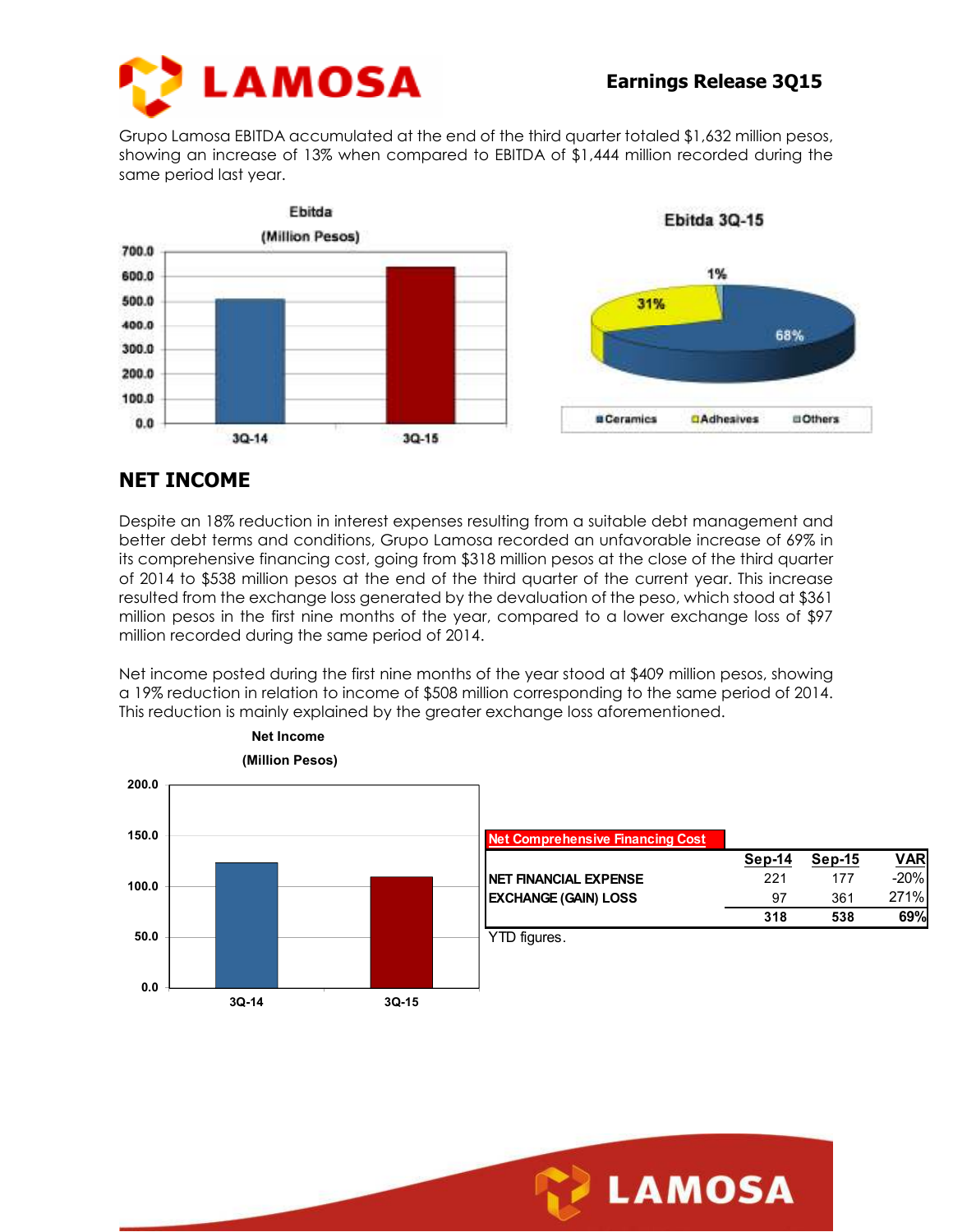Grupo Lamosa EBITDA accumulated at the end of the third quarter totaled $1,632 million pesos, showing an increase of 13% when compared to EBITDA of $1,444 million recorded during the same period last year.

## NET INCOME

Despite an 18% reduction in interest expenses resulting from a suitable debt management and better debt terms and conditions, Grupo Lamosa recorded an unfavorable increase of 69% in its comprehensive financing cost, going from $318 million pesos at the close of the third quarter of 2014 to $538 million pesos at the end of the third quarter of the current year. This increase resulted from the exchange loss generated by the devaluation of the peso, which stood at $361 million pesos in the first nine months of the year, compared to a lower exchange loss of $97 million recorded during the same period of 2014.

Net income posted during the first nine months of the year stood at $409 million pesos, showing a 19% reduction in relation to income of $508 million corresponding to the same period of 2014. This reduction is mainly explained by the greater exchange loss aforementioned.

**Net Comprehensive Financing Cost**

| | Sep-14 | Sep-15 | VAR |
|---|---|---|---|
| NET FINANCIAL EXPENSE | 221 | 177 | -20% |
| EXCHANGE (GAIN) LOSS | 97 | 361 | 271% |
| | **318** | **538** | **69%** |

YTD figures.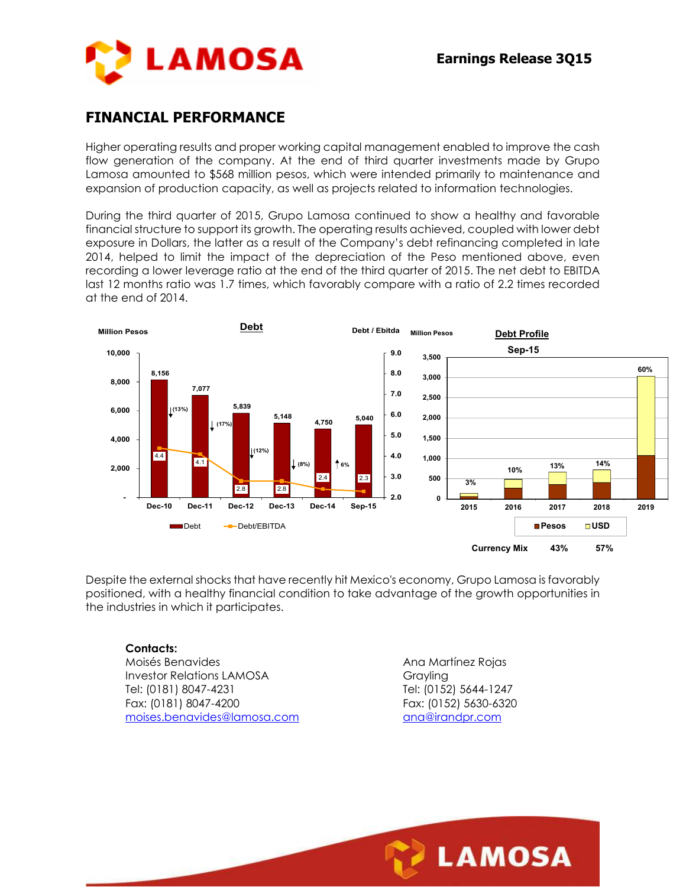## FINANCIAL PERFORMANCE

Higher operating results and proper working capital management enabled to improve the cash flow generation of the company. At the end of third quarter investments made by Grupo Lamosa amounted to $568 million pesos, which were intended primarily to maintenance and expansion of production capacity, as well as projects related to information technologies.

During the third quarter of 2015, Grupo Lamosa continued to show a healthy and favorable financial structure to support its growth. The operating results achieved, coupled with lower debt exposure in Dollars, the latter as a result of the Company's debt refinancing completed in late 2014, helped to limit the impact of the depreciation of the Peso mentioned above, even recording a lower leverage ratio at the end of the third quarter of 2015. The net debt to EBITDA last 12 months ratio was 1.7 times, which favorably compare with a ratio of 2.2 times recorded at the end of 2014.

**Debt**

Million Pesos

Debt / Ebitda

10,000
8,000
6,000
4,000
2,000
-

9.0
8.0
7.0
6.0
5.0
4.0
3.0
2.0

8,156
7,077
5,839
5,148
4,750
5,040

(13%)
(17%)
(12%)
(8%)
6%

4.4
4.1
2.8
2.8
2.4
2.3

Dec-10
Dec-11
Dec-12
Dec-13
Dec-14
Sep-15

Debt
Debt/EBITDA

**Debt Profile**

**Sep-15**

Million Pesos

3,500
3,000
2,500
2,000
1,500
1,000
500
0

3%
10%
13%
14%
60%

2015
2016
2017
2018
2019

Pesos
USD

Currency Mix 43% 57%

Despite the external shocks that have recently hit Mexico's economy, Grupo Lamosa is favorably positioned, with a healthy financial condition to take advantage of the growth opportunities in the industries in which it participates.

**Contacts:**

Moisés Benavides
Investor Relations LAMOSA
Tel: (0181) 8047-4231
Fax: (0181) 8047-4200
moises.benavides@lamosa.com

Ana Martínez Rojas
Grayling
Tel: (0152) 5644-1247
Fax: (0152) 5630-6320
ana@irandpr.com